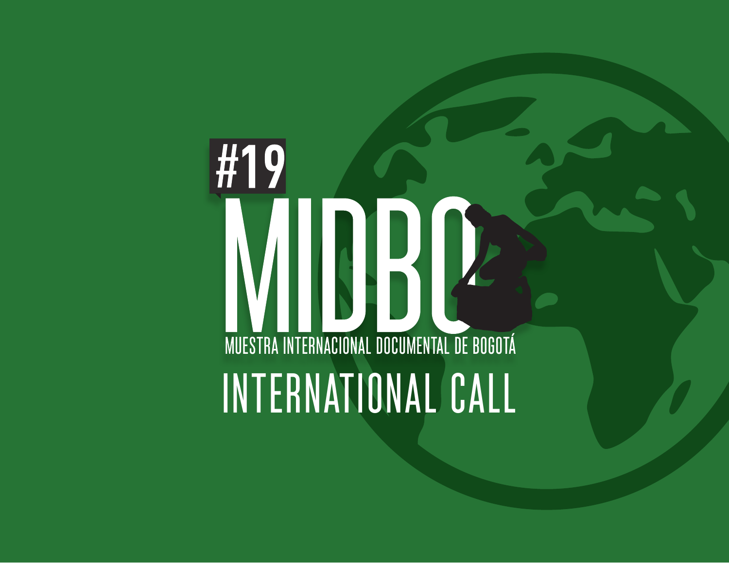#19

# MIDBO

MUESTRA INTERNACIONAL DOCUMENTAL DE BOGOTÁ

## INTERNATIONAL CALL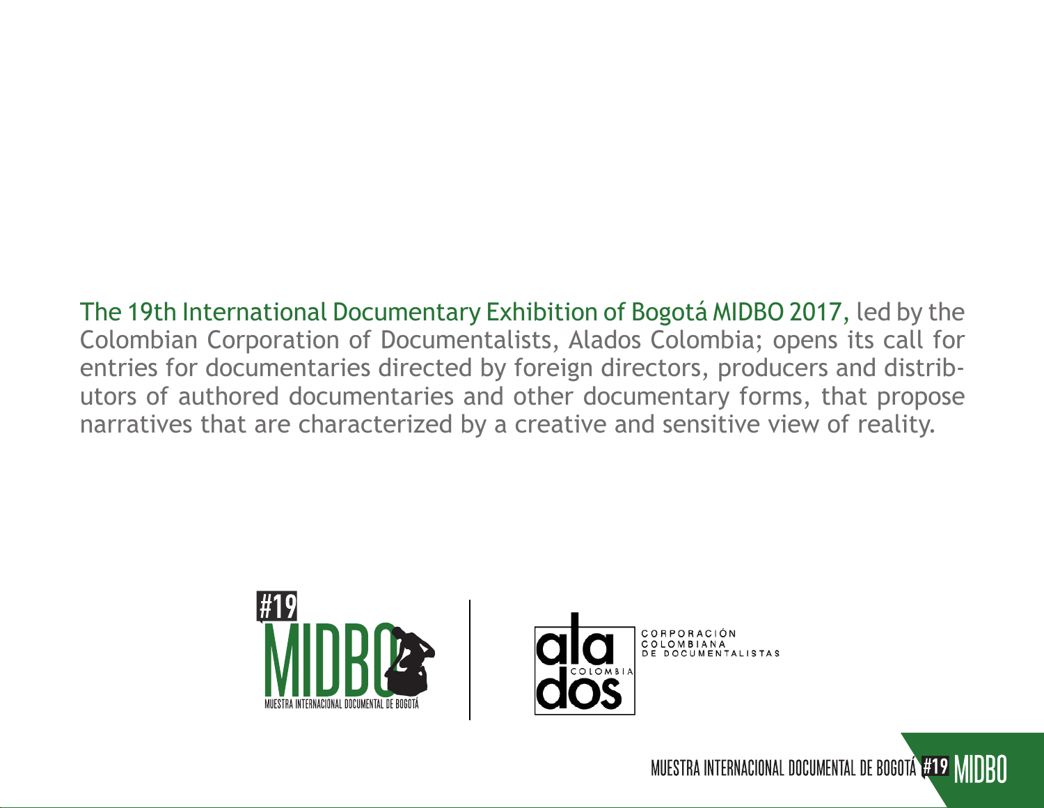The 19th International Documentary Exhibition of Bogotá MIDBO 2017, led by the Colombian Corporation of Documentalists, Alados Colombia; opens its call for entries for documentaries directed by foreign directors, producers and distributors of authored documentaries and other documentary forms, that propose narratives that are characterized by a creative and sensitive view of reality.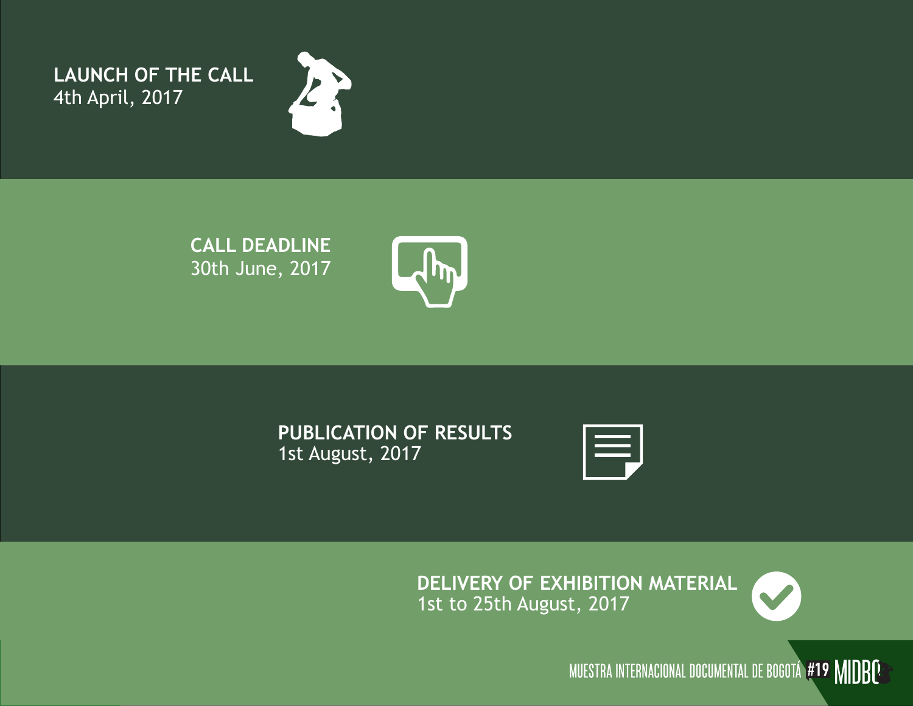**LAUNCH OF THE CALL**
4th April, 2017

**CALL DEADLINE**
30th June, 2017

**PUBLICATION OF RESULTS**
1st August, 2017

**DELIVERY OF EXHIBITION MATERIAL**
1st to 25th August, 2017

MUESTRA INTERNACIONAL DOCUMENTAL DE BOGOTÁ #19 MIDBO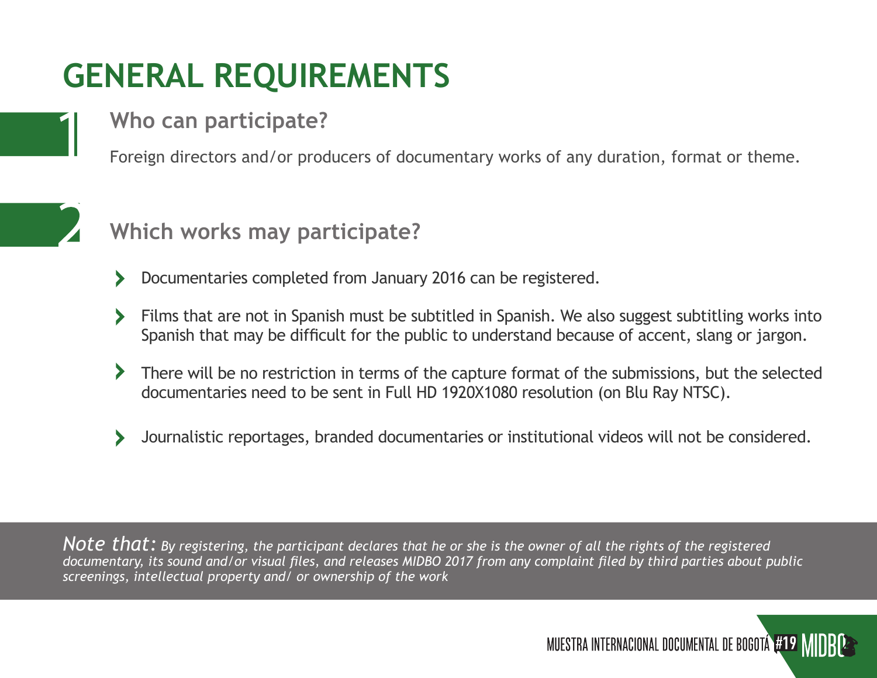# GENERAL REQUIREMENTS

## 1 Who can participate?

Foreign directors and/or producers of documentary works of any duration, format or theme.

## 2 Which works may participate?

- Documentaries completed from January 2016 can be registered.
- Films that are not in Spanish must be subtitled in Spanish. We also suggest subtitling works into Spanish that may be difficult for the public to understand because of accent, slang or jargon.
- There will be no restriction in terms of the capture format of the submissions, but the selected documentaries need to be sent in Full HD 1920X1080 resolution (on Blu Ray NTSC).
- Journalistic reportages, branded documentaries or institutional videos will not be considered.

*Note that: By registering, the participant declares that he or she is the owner of all the rights of the registered documentary, its sound and/or visual files, and releases MIDBO 2017 from any complaint filed by third parties about public screenings, intellectual property and/ or ownership of the work*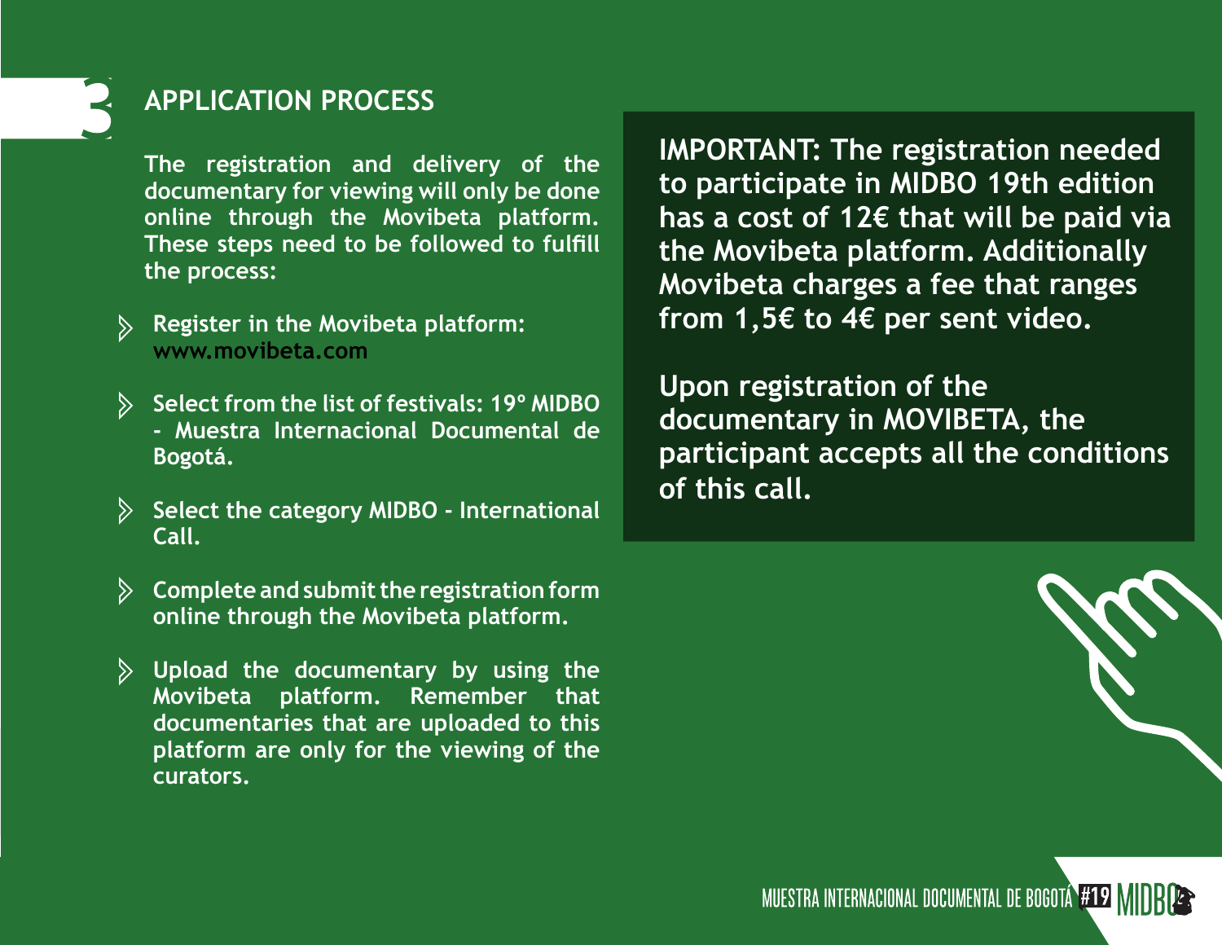## 3 APPLICATION PROCESS

The registration and delivery of the documentary for viewing will only be done online through the Movibeta platform. These steps need to be followed to fulfill the process:

- Register in the Movibeta platform: www.movibeta.com
- Select from the list of festivals: 19º MIDBO - Muestra Internacional Documental de Bogotá.
- Select the category MIDBO - International Call.
- Complete and submit the registration form online through the Movibeta platform.
- Upload the documentary by using the Movibeta platform. Remember that documentaries that are uploaded to this platform are only for the viewing of the curators.

**IMPORTANT: The registration needed to participate in MIDBO 19th edition has a cost of 12€ that will be paid via the Movibeta platform. Additionally Movibeta charges a fee that ranges from 1,5€ to 4€ per sent video.**

**Upon registration of the documentary in MOVIBETA, the participant accepts all the conditions of this call.**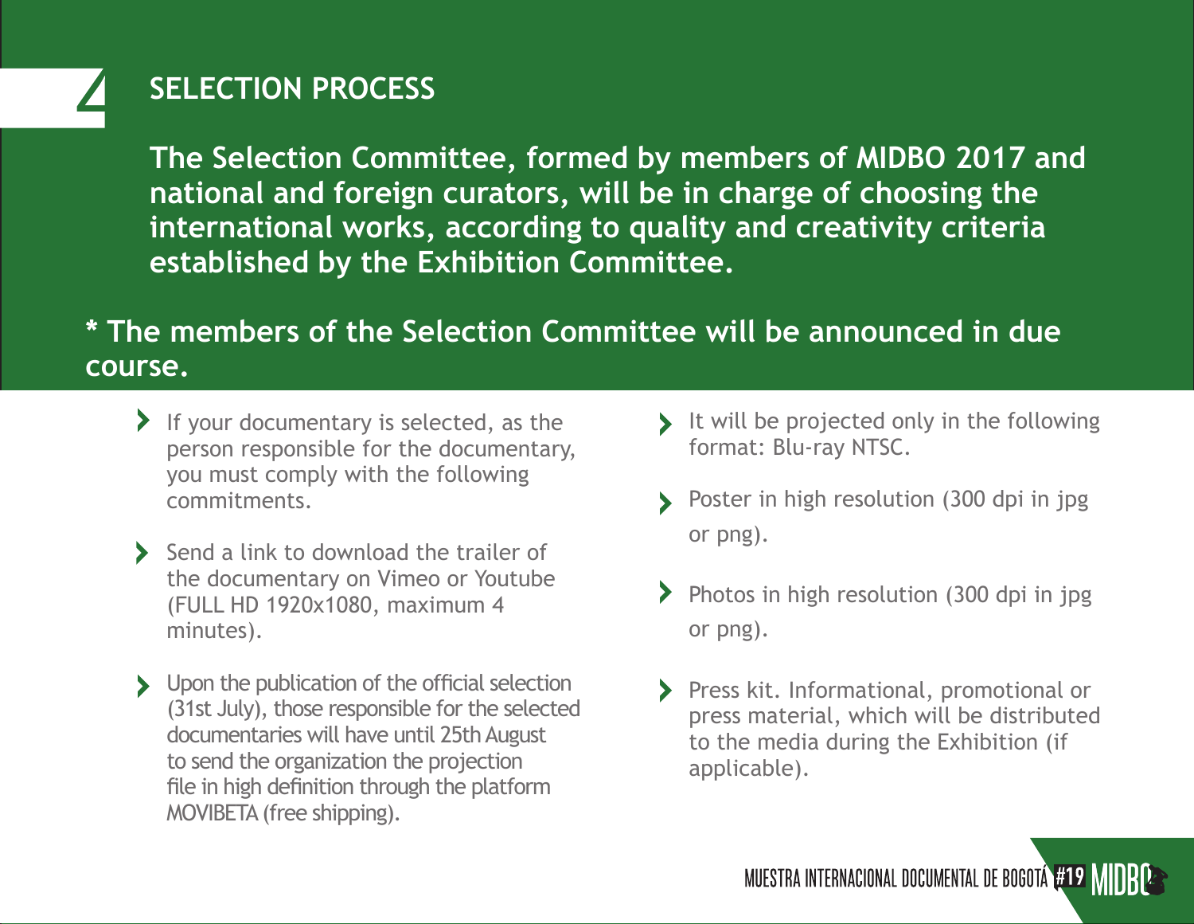## 4 SELECTION PROCESS

**The Selection Committee, formed by members of MIDBO 2017 and national and foreign curators, will be in charge of choosing the international works, according to quality and creativity criteria established by the Exhibition Committee.**

**\* The members of the Selection Committee will be announced in due course.**

- If your documentary is selected, as the person responsible for the documentary, you must comply with the following commitments.
- Send a link to download the trailer of the documentary on Vimeo or Youtube (FULL HD 1920x1080, maximum 4 minutes).
- Upon the publication of the official selection (31st July), those responsible for the selected documentaries will have until 25th August to send the organization the projection file in high definition through the platform MOVIBETA (free shipping).
- It will be projected only in the following format: Blu-ray NTSC.
- Poster in high resolution (300 dpi in jpg or png).
- Photos in high resolution (300 dpi in jpg or png).
- Press kit. Informational, promotional or press material, which will be distributed to the media during the Exhibition (if applicable).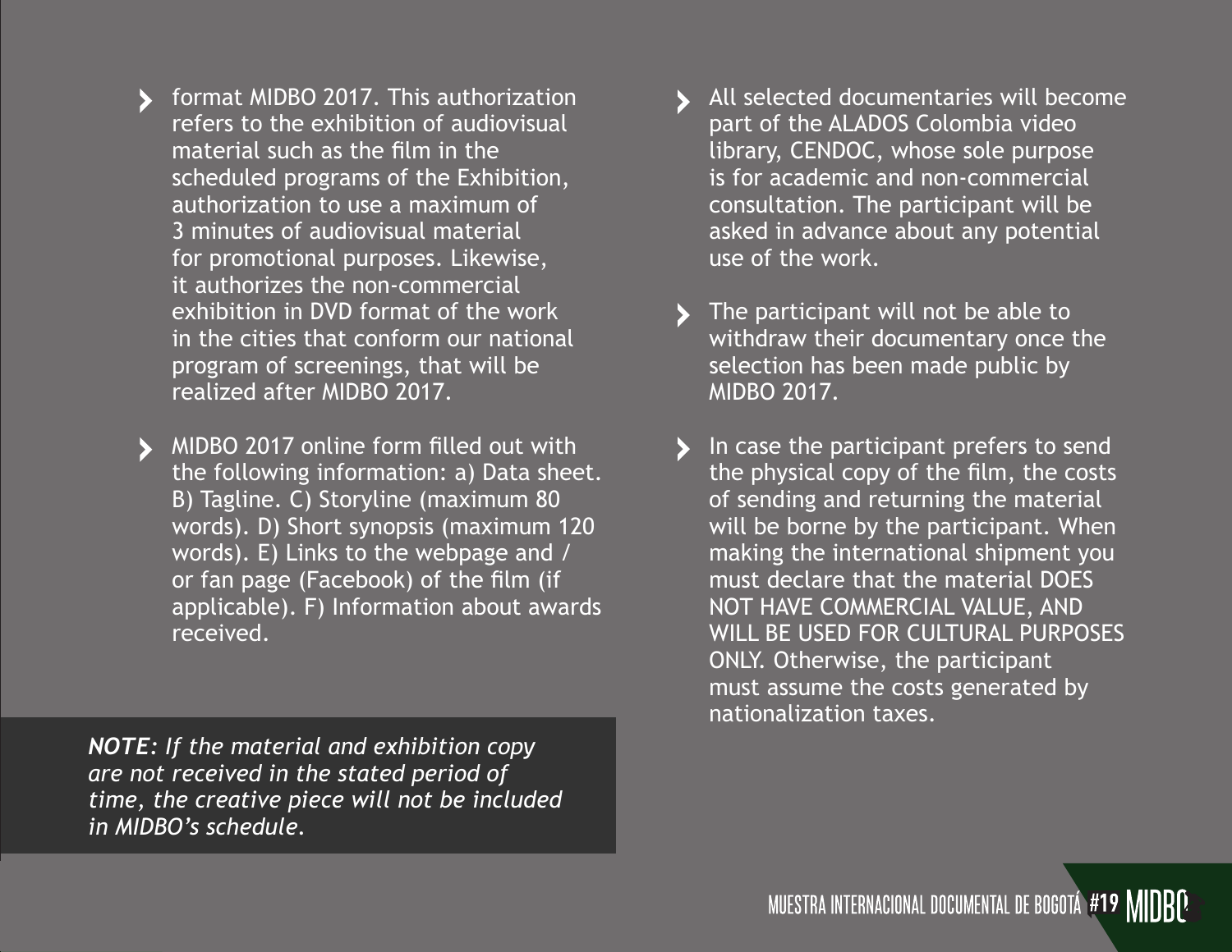- format MIDBO 2017. This authorization refers to the exhibition of audiovisual material such as the film in the scheduled programs of the Exhibition, authorization to use a maximum of 3 minutes of audiovisual material for promotional purposes. Likewise, it authorizes the non-commercial exhibition in DVD format of the work in the cities that conform our national program of screenings, that will be realized after MIDBO 2017.

- MIDBO 2017 online form filled out with the following information: a) Data sheet. B) Tagline. C) Storyline (maximum 80 words). D) Short synopsis (maximum 120 words). E) Links to the webpage and / or fan page (Facebook) of the film (if applicable). F) Information about awards received.

***NOTE:*** *If the material and exhibition copy are not received in the stated period of time, the creative piece will not be included in MIDBO's schedule.*

- All selected documentaries will become part of the ALADOS Colombia video library, CENDOC, whose sole purpose is for academic and non-commercial consultation. The participant will be asked in advance about any potential use of the work.

- The participant will not be able to withdraw their documentary once the selection has been made public by MIDBO 2017.

- In case the participant prefers to send the physical copy of the film, the costs of sending and returning the material will be borne by the participant. When making the international shipment you must declare that the material DOES NOT HAVE COMMERCIAL VALUE, AND WILL BE USED FOR CULTURAL PURPOSES ONLY. Otherwise, the participant must assume the costs generated by nationalization taxes.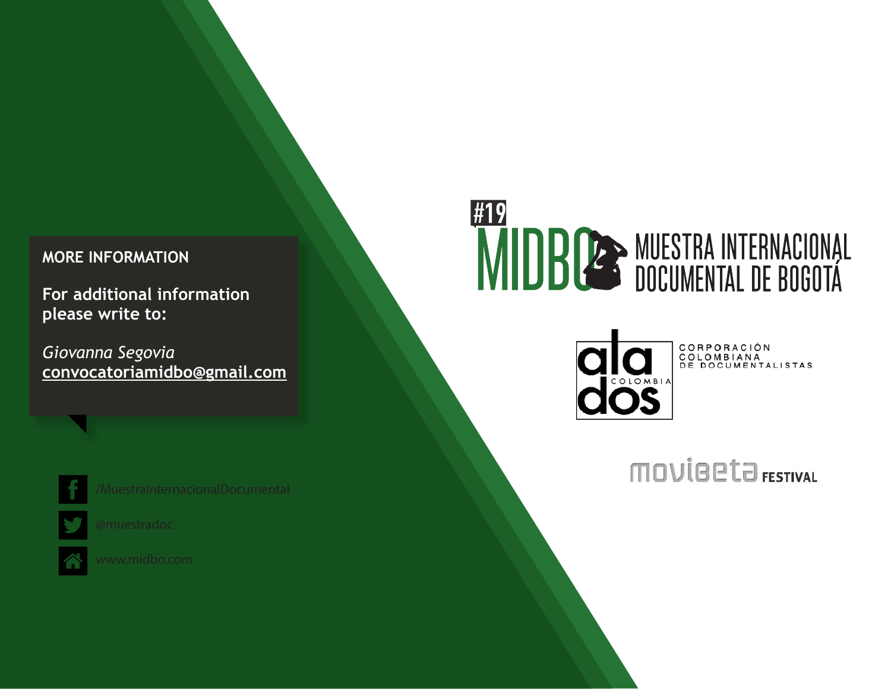## MORE INFORMATION

For additional information please write to:

*Giovanna Segovia*
convocatoriamidbo@gmail.com

/MuestraInternacionalDocumental

@muestradoc

www.midbo.com

#19 MIDBO MUESTRA INTERNACIONAL DOCUMENTAL DE BOGOTÁ

ala dos COLOMBIA CORPORACIÓN COLOMBIANA DE DOCUMENTALISTAS

moviBeta FESTIVAL